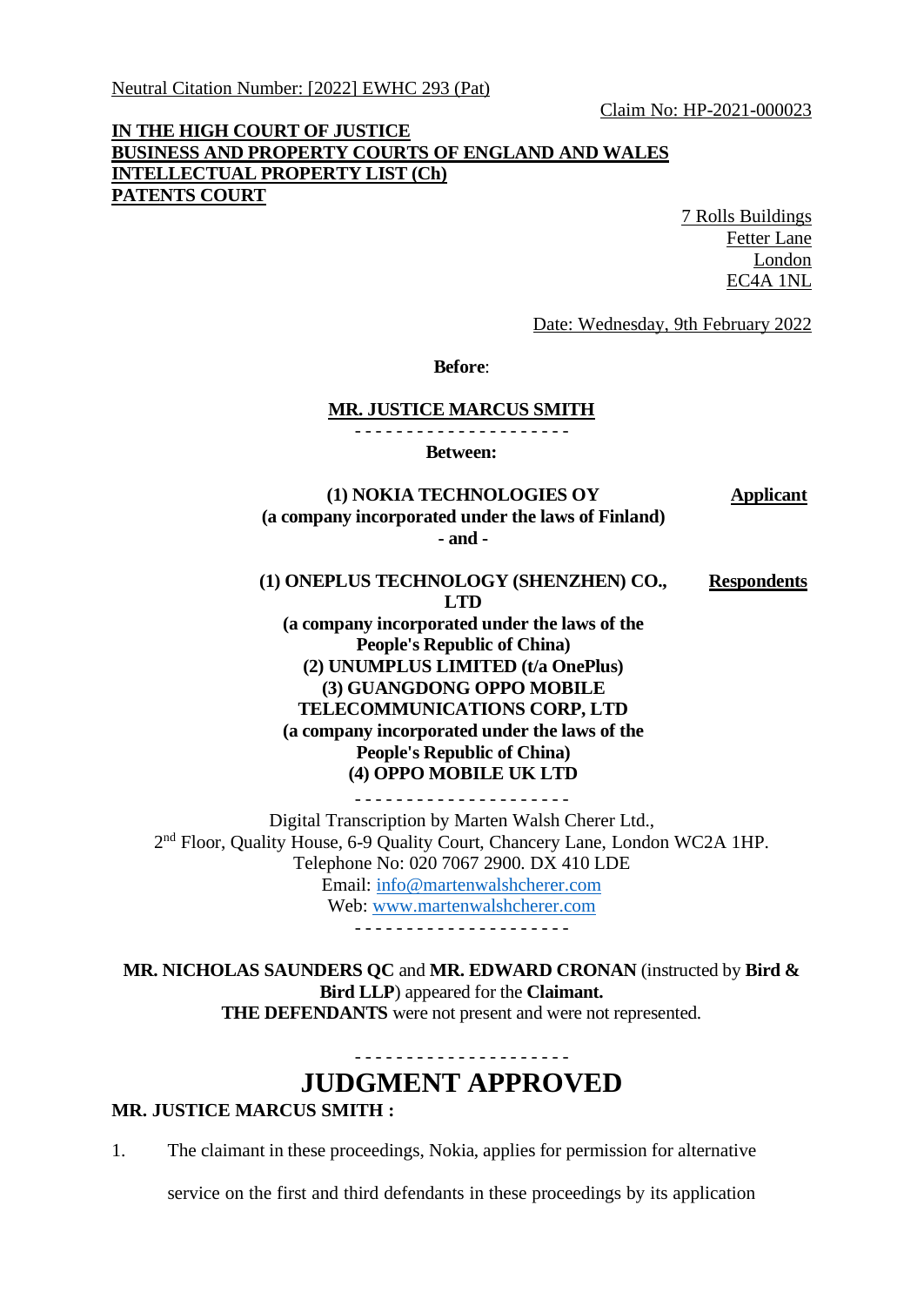Neutral Citation Number: [2022] EWHC 293 (Pat)

Claim No: HP-2021-000023

**IN THE HIGH COURT OF JUSTICE**
**BUSINESS AND PROPERTY COURTS OF ENGLAND AND WALES**
**INTELLECTUAL PROPERTY LIST (Ch)**
**PATENTS COURT**

7 Rolls Buildings
Fetter Lane
London
EC4A 1NL

Date: Wednesday, 9th February 2022

**Before**:

**MR. JUSTICE MARCUS SMITH**

- - - - - - - - - - - - - - - - - - - - -

**Between:**

**(1) NOKIA TECHNOLOGIES OY**
**(a company incorporated under the laws of Finland)** — **Applicant**

**- and -**

**(1) ONEPLUS TECHNOLOGY (SHENZHEN) CO., LTD**
**(a company incorporated under the laws of the People's Republic of China)**
**(2) UNUMPLUS LIMITED (t/a OnePlus)**
**(3) GUANGDONG OPPO MOBILE TELECOMMUNICATIONS CORP, LTD**
**(a company incorporated under the laws of the People's Republic of China)**
**(4) OPPO MOBILE UK LTD** — **Respondents**

- - - - - - - - - - - - - - - - - - - - -

Digital Transcription by Marten Walsh Cherer Ltd.,
2nd Floor, Quality House, 6-9 Quality Court, Chancery Lane, London WC2A 1HP.
Telephone No: 020 7067 2900. DX 410 LDE
Email: info@martenwalshcherer.com
Web: www.martenwalshcherer.com

- - - - - - - - - - - - - - - - - - - - -

**MR. NICHOLAS SAUNDERS QC** and **MR. EDWARD CRONAN** (instructed by **Bird & Bird LLP**) appeared for the **Claimant.**
**THE DEFENDANTS** were not present and were not represented.

- - - - - - - - - - - - - - - - - - - - -

# JUDGMENT APPROVED

**MR. JUSTICE MARCUS SMITH :**

1. The claimant in these proceedings, Nokia, applies for permission for alternative service on the first and third defendants in these proceedings by its application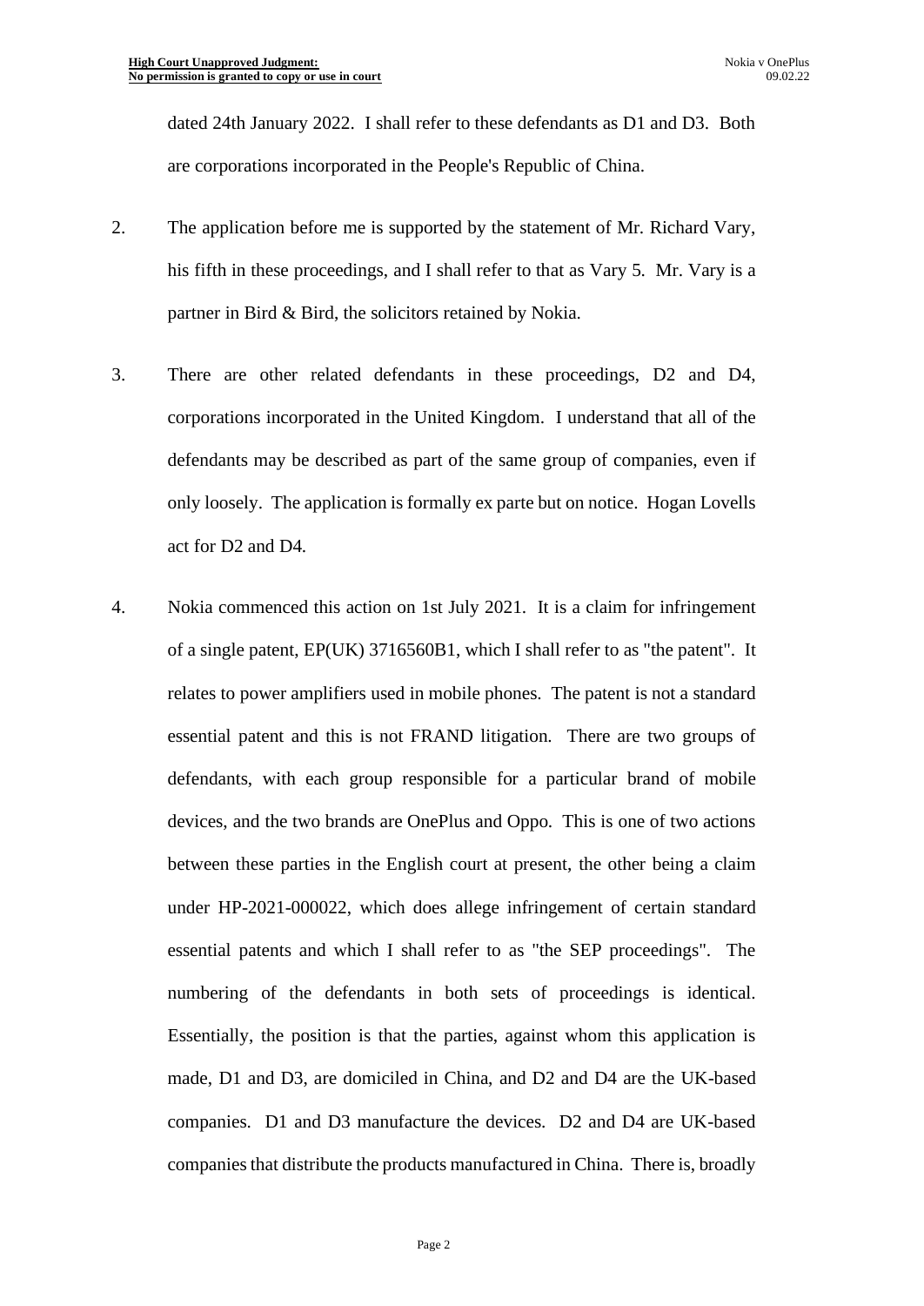dated 24th January 2022. I shall refer to these defendants as D1 and D3. Both are corporations incorporated in the People's Republic of China.

2. The application before me is supported by the statement of Mr. Richard Vary, his fifth in these proceedings, and I shall refer to that as Vary 5. Mr. Vary is a partner in Bird & Bird, the solicitors retained by Nokia.

3. There are other related defendants in these proceedings, D2 and D4, corporations incorporated in the United Kingdom. I understand that all of the defendants may be described as part of the same group of companies, even if only loosely. The application is formally ex parte but on notice. Hogan Lovells act for D2 and D4.

4. Nokia commenced this action on 1st July 2021. It is a claim for infringement of a single patent, EP(UK) 3716560B1, which I shall refer to as "the patent". It relates to power amplifiers used in mobile phones. The patent is not a standard essential patent and this is not FRAND litigation. There are two groups of defendants, with each group responsible for a particular brand of mobile devices, and the two brands are OnePlus and Oppo. This is one of two actions between these parties in the English court at present, the other being a claim under HP-2021-000022, which does allege infringement of certain standard essential patents and which I shall refer to as "the SEP proceedings". The numbering of the defendants in both sets of proceedings is identical. Essentially, the position is that the parties, against whom this application is made, D1 and D3, are domiciled in China, and D2 and D4 are the UK-based companies. D1 and D3 manufacture the devices. D2 and D4 are UK-based companies that distribute the products manufactured in China. There is, broadly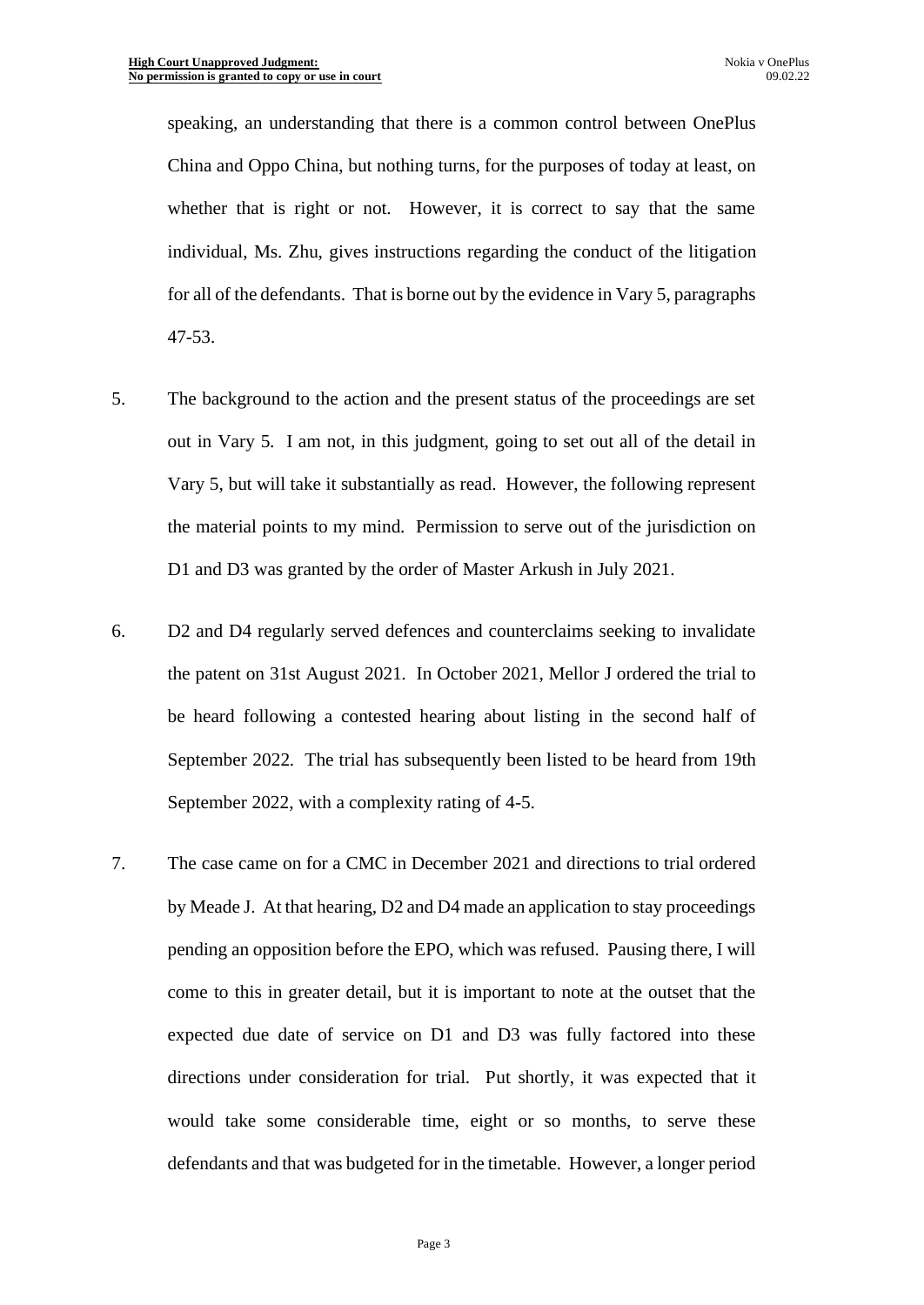speaking, an understanding that there is a common control between OnePlus China and Oppo China, but nothing turns, for the purposes of today at least, on whether that is right or not. However, it is correct to say that the same individual, Ms. Zhu, gives instructions regarding the conduct of the litigation for all of the defendants. That is borne out by the evidence in Vary 5, paragraphs 47-53.

5. The background to the action and the present status of the proceedings are set out in Vary 5. I am not, in this judgment, going to set out all of the detail in Vary 5, but will take it substantially as read. However, the following represent the material points to my mind. Permission to serve out of the jurisdiction on D1 and D3 was granted by the order of Master Arkush in July 2021.

6. D2 and D4 regularly served defences and counterclaims seeking to invalidate the patent on 31st August 2021. In October 2021, Mellor J ordered the trial to be heard following a contested hearing about listing in the second half of September 2022. The trial has subsequently been listed to be heard from 19th September 2022, with a complexity rating of 4-5.

7. The case came on for a CMC in December 2021 and directions to trial ordered by Meade J. At that hearing, D2 and D4 made an application to stay proceedings pending an opposition before the EPO, which was refused. Pausing there, I will come to this in greater detail, but it is important to note at the outset that the expected due date of service on D1 and D3 was fully factored into these directions under consideration for trial. Put shortly, it was expected that it would take some considerable time, eight or so months, to serve these defendants and that was budgeted for in the timetable. However, a longer period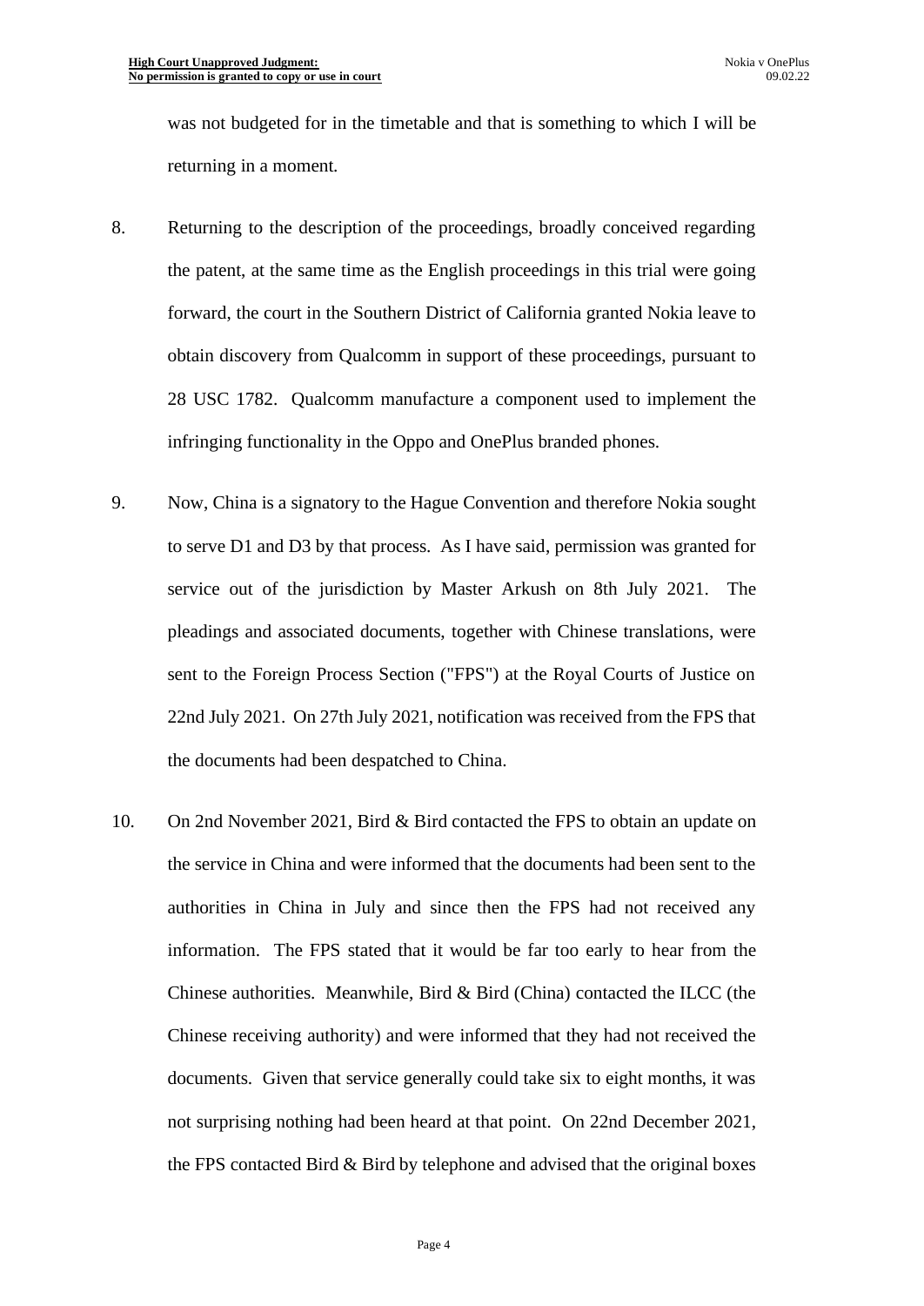was not budgeted for in the timetable and that is something to which I will be returning in a moment.

8. Returning to the description of the proceedings, broadly conceived regarding the patent, at the same time as the English proceedings in this trial were going forward, the court in the Southern District of California granted Nokia leave to obtain discovery from Qualcomm in support of these proceedings, pursuant to 28 USC 1782. Qualcomm manufacture a component used to implement the infringing functionality in the Oppo and OnePlus branded phones.

9. Now, China is a signatory to the Hague Convention and therefore Nokia sought to serve D1 and D3 by that process. As I have said, permission was granted for service out of the jurisdiction by Master Arkush on 8th July 2021. The pleadings and associated documents, together with Chinese translations, were sent to the Foreign Process Section ("FPS") at the Royal Courts of Justice on 22nd July 2021. On 27th July 2021, notification was received from the FPS that the documents had been despatched to China.

10. On 2nd November 2021, Bird & Bird contacted the FPS to obtain an update on the service in China and were informed that the documents had been sent to the authorities in China in July and since then the FPS had not received any information. The FPS stated that it would be far too early to hear from the Chinese authorities. Meanwhile, Bird & Bird (China) contacted the ILCC (the Chinese receiving authority) and were informed that they had not received the documents. Given that service generally could take six to eight months, it was not surprising nothing had been heard at that point. On 22nd December 2021, the FPS contacted Bird & Bird by telephone and advised that the original boxes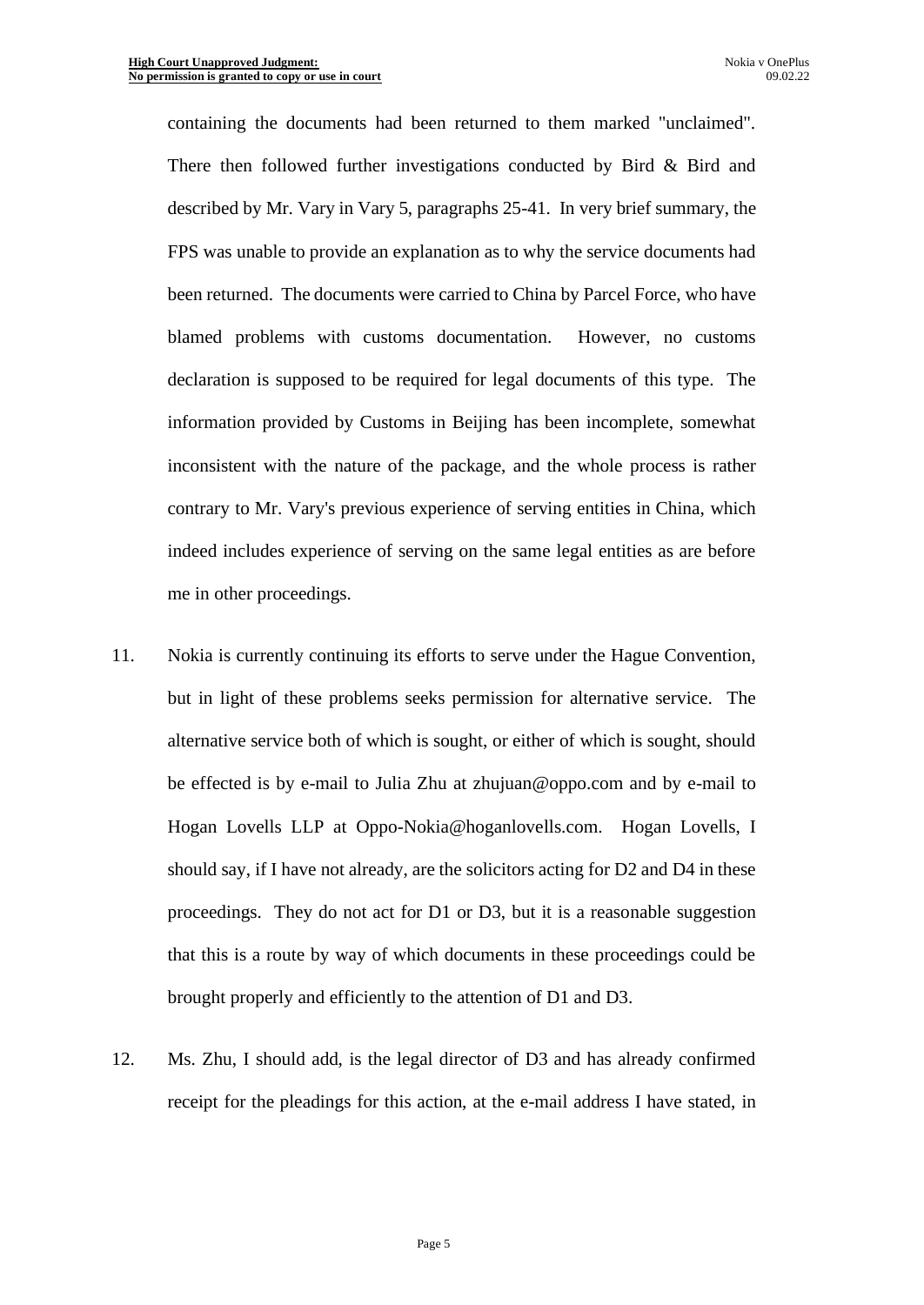containing the documents had been returned to them marked "unclaimed". There then followed further investigations conducted by Bird & Bird and described by Mr. Vary in Vary 5, paragraphs 25-41. In very brief summary, the FPS was unable to provide an explanation as to why the service documents had been returned. The documents were carried to China by Parcel Force, who have blamed problems with customs documentation. However, no customs declaration is supposed to be required for legal documents of this type. The information provided by Customs in Beijing has been incomplete, somewhat inconsistent with the nature of the package, and the whole process is rather contrary to Mr. Vary's previous experience of serving entities in China, which indeed includes experience of serving on the same legal entities as are before me in other proceedings.

11. Nokia is currently continuing its efforts to serve under the Hague Convention, but in light of these problems seeks permission for alternative service. The alternative service both of which is sought, or either of which is sought, should be effected is by e-mail to Julia Zhu at zhujuan@oppo.com and by e-mail to Hogan Lovells LLP at Oppo-Nokia@hoganlovells.com. Hogan Lovells, I should say, if I have not already, are the solicitors acting for D2 and D4 in these proceedings. They do not act for D1 or D3, but it is a reasonable suggestion that this is a route by way of which documents in these proceedings could be brought properly and efficiently to the attention of D1 and D3.

12. Ms. Zhu, I should add, is the legal director of D3 and has already confirmed receipt for the pleadings for this action, at the e-mail address I have stated, in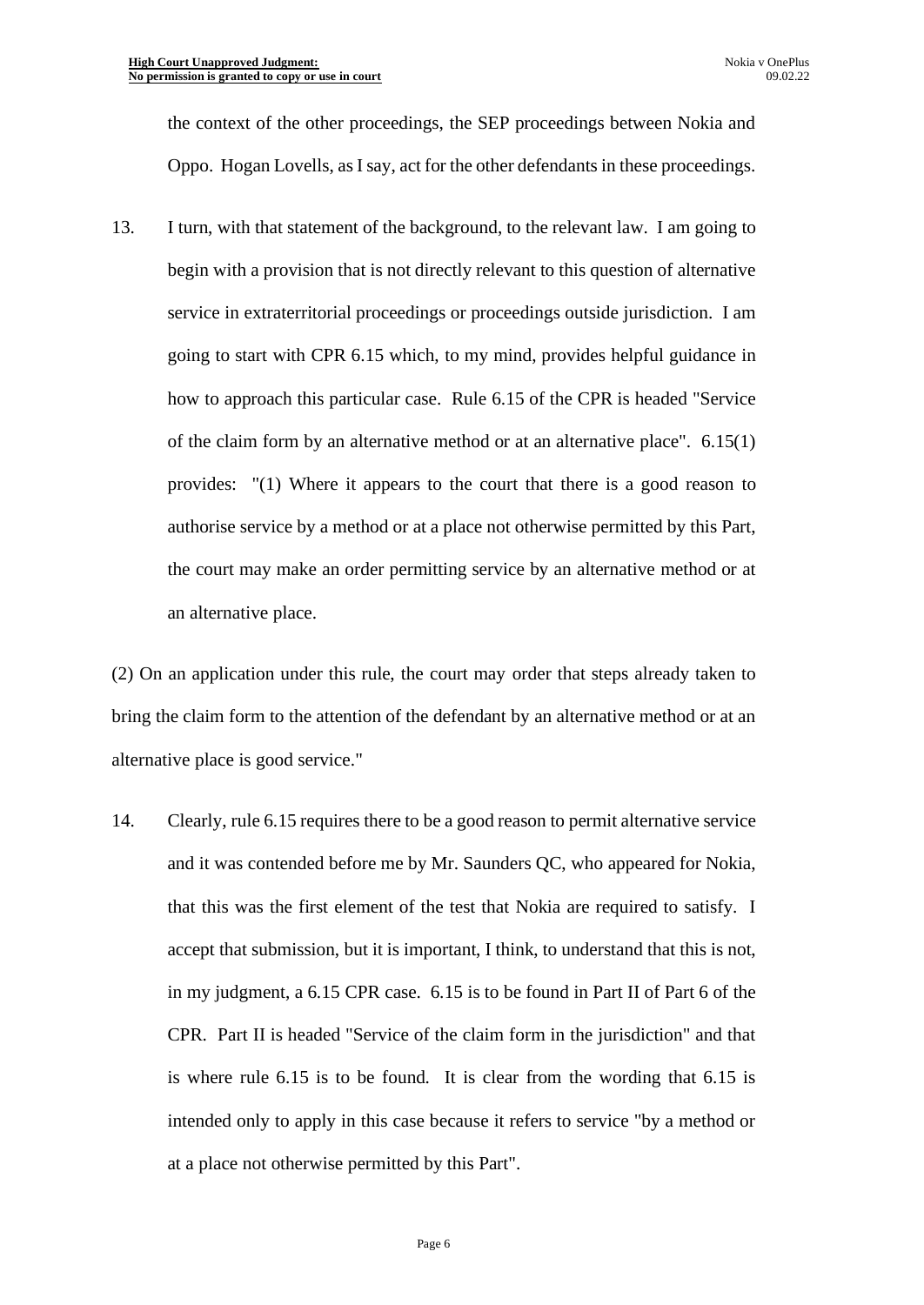the context of the other proceedings, the SEP proceedings between Nokia and Oppo. Hogan Lovells, as I say, act for the other defendants in these proceedings.

13. I turn, with that statement of the background, to the relevant law. I am going to begin with a provision that is not directly relevant to this question of alternative service in extraterritorial proceedings or proceedings outside jurisdiction. I am going to start with CPR 6.15 which, to my mind, provides helpful guidance in how to approach this particular case. Rule 6.15 of the CPR is headed "Service of the claim form by an alternative method or at an alternative place". 6.15(1) provides: "(1) Where it appears to the court that there is a good reason to authorise service by a method or at a place not otherwise permitted by this Part, the court may make an order permitting service by an alternative method or at an alternative place.

(2) On an application under this rule, the court may order that steps already taken to bring the claim form to the attention of the defendant by an alternative method or at an alternative place is good service."

14. Clearly, rule 6.15 requires there to be a good reason to permit alternative service and it was contended before me by Mr. Saunders QC, who appeared for Nokia, that this was the first element of the test that Nokia are required to satisfy. I accept that submission, but it is important, I think, to understand that this is not, in my judgment, a 6.15 CPR case. 6.15 is to be found in Part II of Part 6 of the CPR. Part II is headed "Service of the claim form in the jurisdiction" and that is where rule 6.15 is to be found. It is clear from the wording that 6.15 is intended only to apply in this case because it refers to service "by a method or at a place not otherwise permitted by this Part".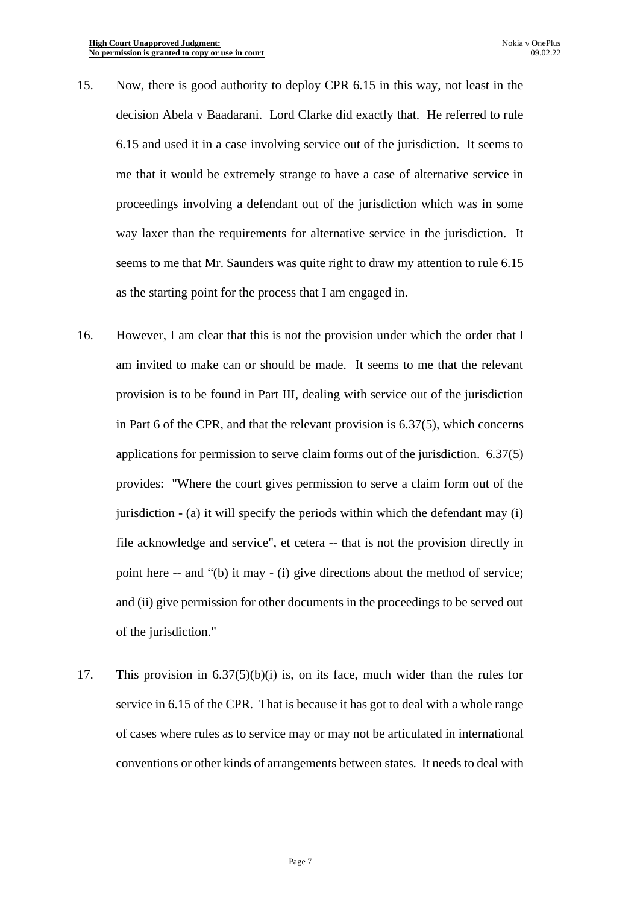15. Now, there is good authority to deploy CPR 6.15 in this way, not least in the decision Abela v Baadarani. Lord Clarke did exactly that. He referred to rule 6.15 and used it in a case involving service out of the jurisdiction. It seems to me that it would be extremely strange to have a case of alternative service in proceedings involving a defendant out of the jurisdiction which was in some way laxer than the requirements for alternative service in the jurisdiction. It seems to me that Mr. Saunders was quite right to draw my attention to rule 6.15 as the starting point for the process that I am engaged in.

16. However, I am clear that this is not the provision under which the order that I am invited to make can or should be made. It seems to me that the relevant provision is to be found in Part III, dealing with service out of the jurisdiction in Part 6 of the CPR, and that the relevant provision is 6.37(5), which concerns applications for permission to serve claim forms out of the jurisdiction. 6.37(5) provides: "Where the court gives permission to serve a claim form out of the jurisdiction - (a) it will specify the periods within which the defendant may (i) file acknowledge and service", et cetera -- that is not the provision directly in point here -- and "(b) it may - (i) give directions about the method of service; and (ii) give permission for other documents in the proceedings to be served out of the jurisdiction."

17. This provision in 6.37(5)(b)(i) is, on its face, much wider than the rules for service in 6.15 of the CPR. That is because it has got to deal with a whole range of cases where rules as to service may or may not be articulated in international conventions or other kinds of arrangements between states. It needs to deal with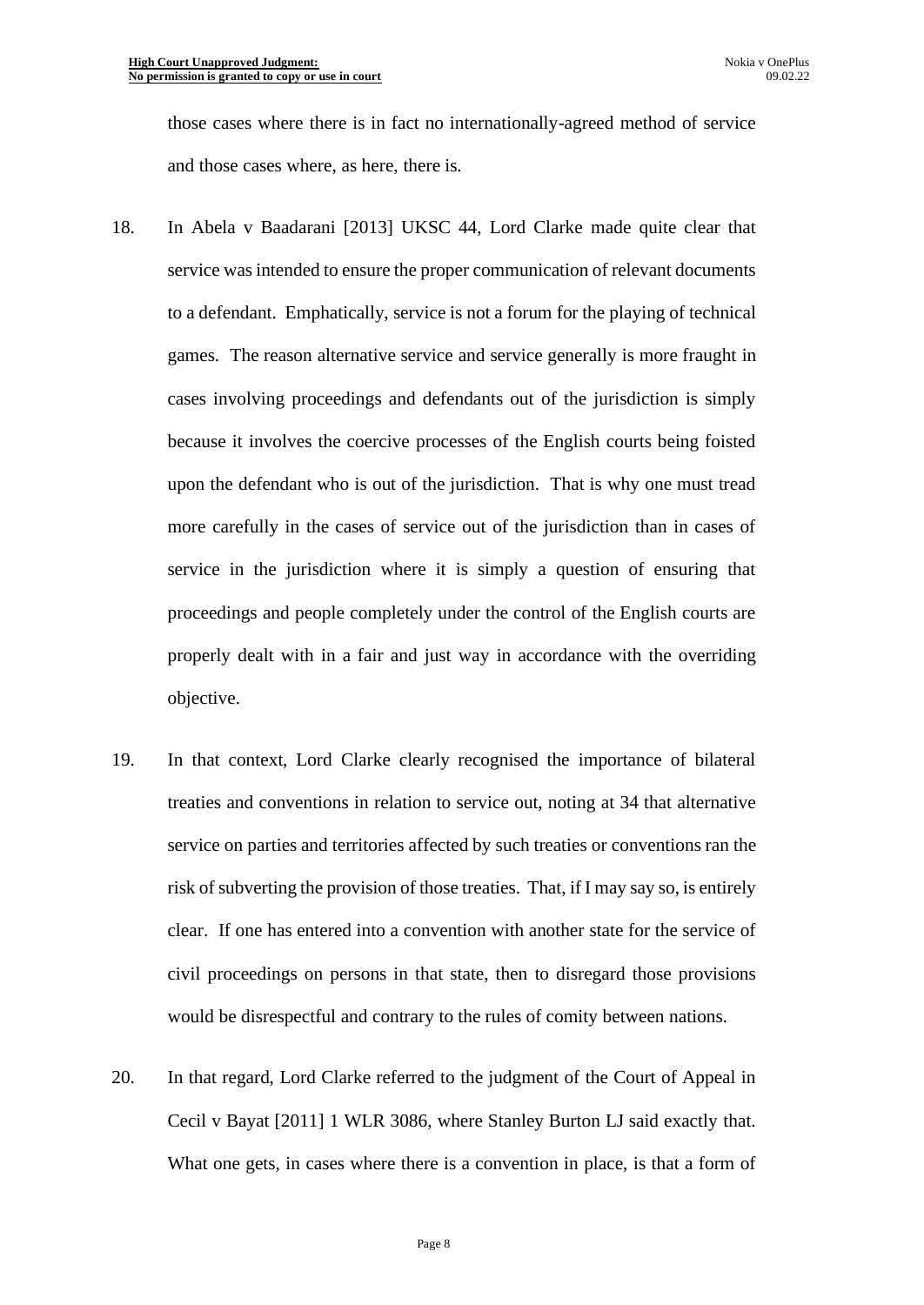those cases where there is in fact no internationally-agreed method of service and those cases where, as here, there is.

18. In Abela v Baadarani [2013] UKSC 44, Lord Clarke made quite clear that service was intended to ensure the proper communication of relevant documents to a defendant. Emphatically, service is not a forum for the playing of technical games. The reason alternative service and service generally is more fraught in cases involving proceedings and defendants out of the jurisdiction is simply because it involves the coercive processes of the English courts being foisted upon the defendant who is out of the jurisdiction. That is why one must tread more carefully in the cases of service out of the jurisdiction than in cases of service in the jurisdiction where it is simply a question of ensuring that proceedings and people completely under the control of the English courts are properly dealt with in a fair and just way in accordance with the overriding objective.

19. In that context, Lord Clarke clearly recognised the importance of bilateral treaties and conventions in relation to service out, noting at 34 that alternative service on parties and territories affected by such treaties or conventions ran the risk of subverting the provision of those treaties. That, if I may say so, is entirely clear. If one has entered into a convention with another state for the service of civil proceedings on persons in that state, then to disregard those provisions would be disrespectful and contrary to the rules of comity between nations.

20. In that regard, Lord Clarke referred to the judgment of the Court of Appeal in Cecil v Bayat [2011] 1 WLR 3086, where Stanley Burton LJ said exactly that. What one gets, in cases where there is a convention in place, is that a form of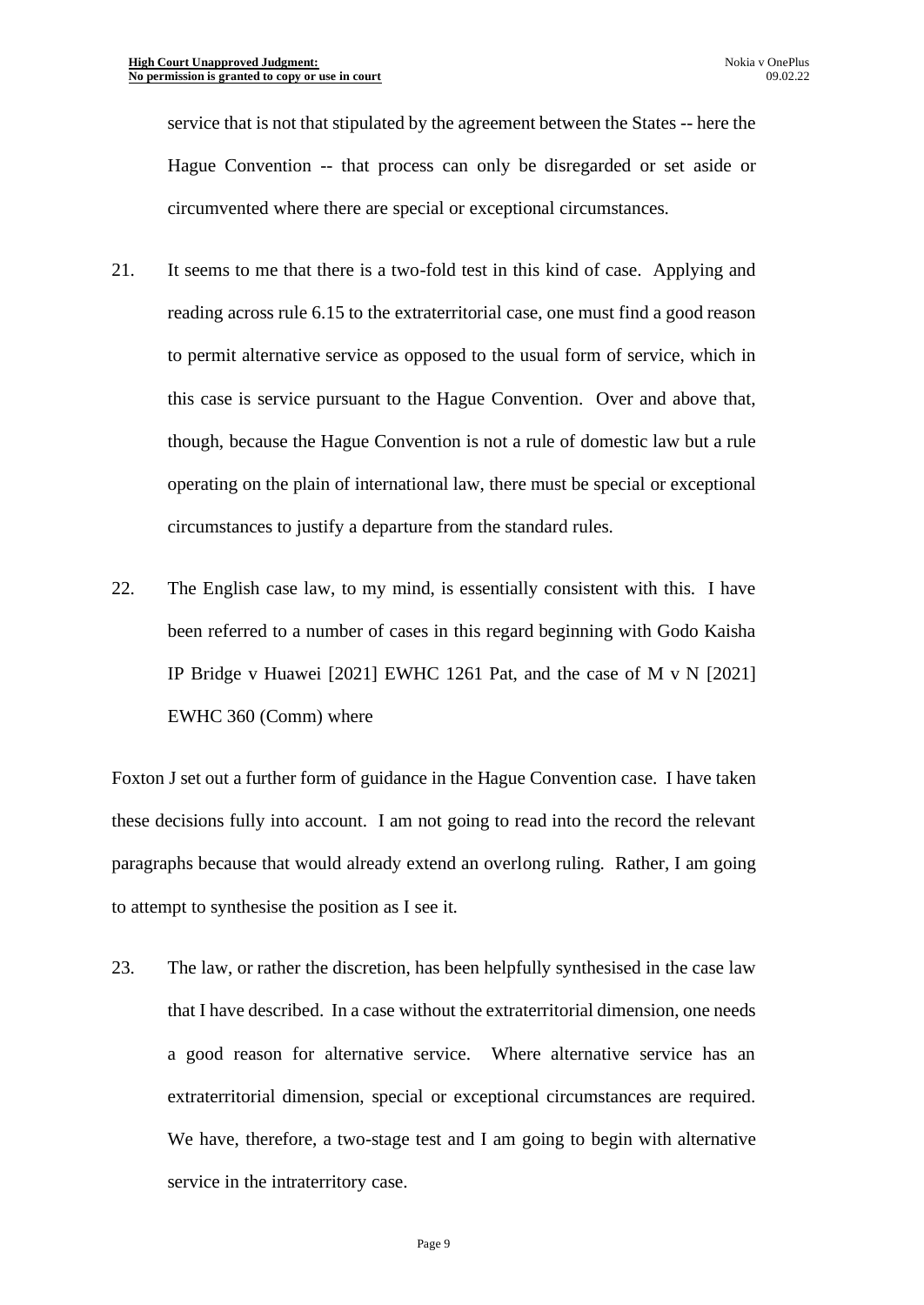service that is not that stipulated by the agreement between the States -- here the Hague Convention -- that process can only be disregarded or set aside or circumvented where there are special or exceptional circumstances.

21. It seems to me that there is a two-fold test in this kind of case. Applying and reading across rule 6.15 to the extraterritorial case, one must find a good reason to permit alternative service as opposed to the usual form of service, which in this case is service pursuant to the Hague Convention. Over and above that, though, because the Hague Convention is not a rule of domestic law but a rule operating on the plain of international law, there must be special or exceptional circumstances to justify a departure from the standard rules.

22. The English case law, to my mind, is essentially consistent with this. I have been referred to a number of cases in this regard beginning with Godo Kaisha IP Bridge v Huawei [2021] EWHC 1261 Pat, and the case of M v N [2021] EWHC 360 (Comm) where

Foxton J set out a further form of guidance in the Hague Convention case. I have taken these decisions fully into account. I am not going to read into the record the relevant paragraphs because that would already extend an overlong ruling. Rather, I am going to attempt to synthesise the position as I see it.

23. The law, or rather the discretion, has been helpfully synthesised in the case law that I have described. In a case without the extraterritorial dimension, one needs a good reason for alternative service. Where alternative service has an extraterritorial dimension, special or exceptional circumstances are required. We have, therefore, a two-stage test and I am going to begin with alternative service in the intraterritory case.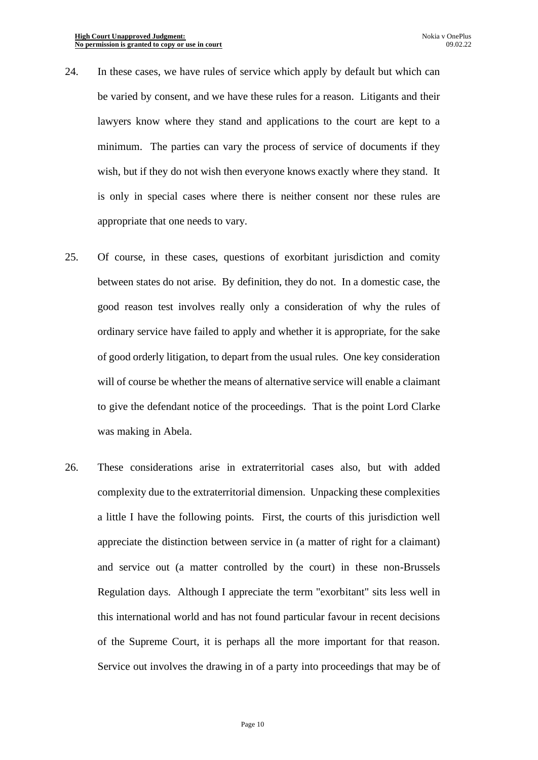24. In these cases, we have rules of service which apply by default but which can be varied by consent, and we have these rules for a reason. Litigants and their lawyers know where they stand and applications to the court are kept to a minimum. The parties can vary the process of service of documents if they wish, but if they do not wish then everyone knows exactly where they stand. It is only in special cases where there is neither consent nor these rules are appropriate that one needs to vary.

25. Of course, in these cases, questions of exorbitant jurisdiction and comity between states do not arise. By definition, they do not. In a domestic case, the good reason test involves really only a consideration of why the rules of ordinary service have failed to apply and whether it is appropriate, for the sake of good orderly litigation, to depart from the usual rules. One key consideration will of course be whether the means of alternative service will enable a claimant to give the defendant notice of the proceedings. That is the point Lord Clarke was making in Abela.

26. These considerations arise in extraterritorial cases also, but with added complexity due to the extraterritorial dimension. Unpacking these complexities a little I have the following points. First, the courts of this jurisdiction well appreciate the distinction between service in (a matter of right for a claimant) and service out (a matter controlled by the court) in these non-Brussels Regulation days. Although I appreciate the term "exorbitant" sits less well in this international world and has not found particular favour in recent decisions of the Supreme Court, it is perhaps all the more important for that reason. Service out involves the drawing in of a party into proceedings that may be of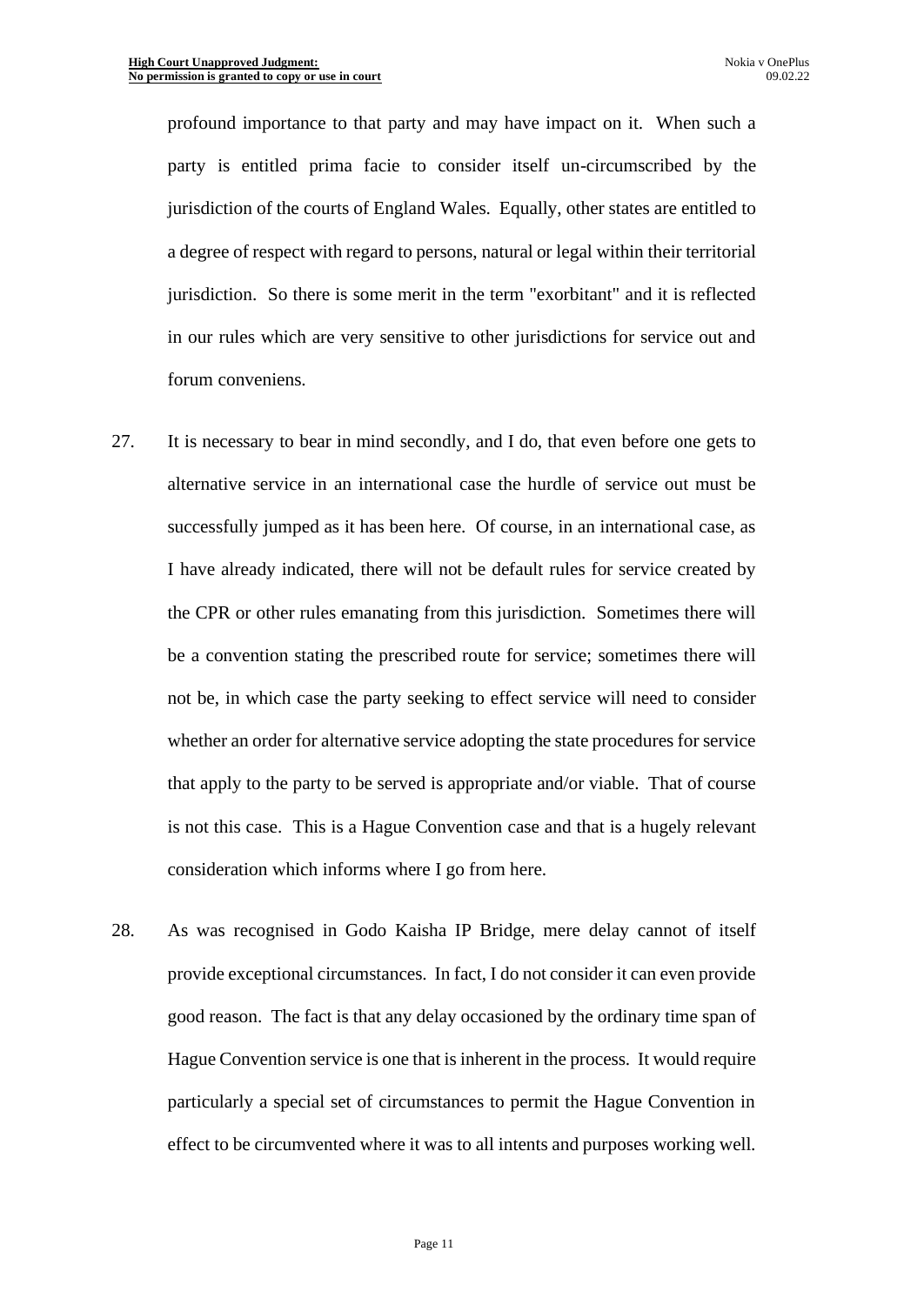profound importance to that party and may have impact on it. When such a party is entitled prima facie to consider itself un-circumscribed by the jurisdiction of the courts of England Wales. Equally, other states are entitled to a degree of respect with regard to persons, natural or legal within their territorial jurisdiction. So there is some merit in the term "exorbitant" and it is reflected in our rules which are very sensitive to other jurisdictions for service out and forum conveniens.

27. It is necessary to bear in mind secondly, and I do, that even before one gets to alternative service in an international case the hurdle of service out must be successfully jumped as it has been here. Of course, in an international case, as I have already indicated, there will not be default rules for service created by the CPR or other rules emanating from this jurisdiction. Sometimes there will be a convention stating the prescribed route for service; sometimes there will not be, in which case the party seeking to effect service will need to consider whether an order for alternative service adopting the state procedures for service that apply to the party to be served is appropriate and/or viable. That of course is not this case. This is a Hague Convention case and that is a hugely relevant consideration which informs where I go from here.

28. As was recognised in Godo Kaisha IP Bridge, mere delay cannot of itself provide exceptional circumstances. In fact, I do not consider it can even provide good reason. The fact is that any delay occasioned by the ordinary time span of Hague Convention service is one that is inherent in the process. It would require particularly a special set of circumstances to permit the Hague Convention in effect to be circumvented where it was to all intents and purposes working well.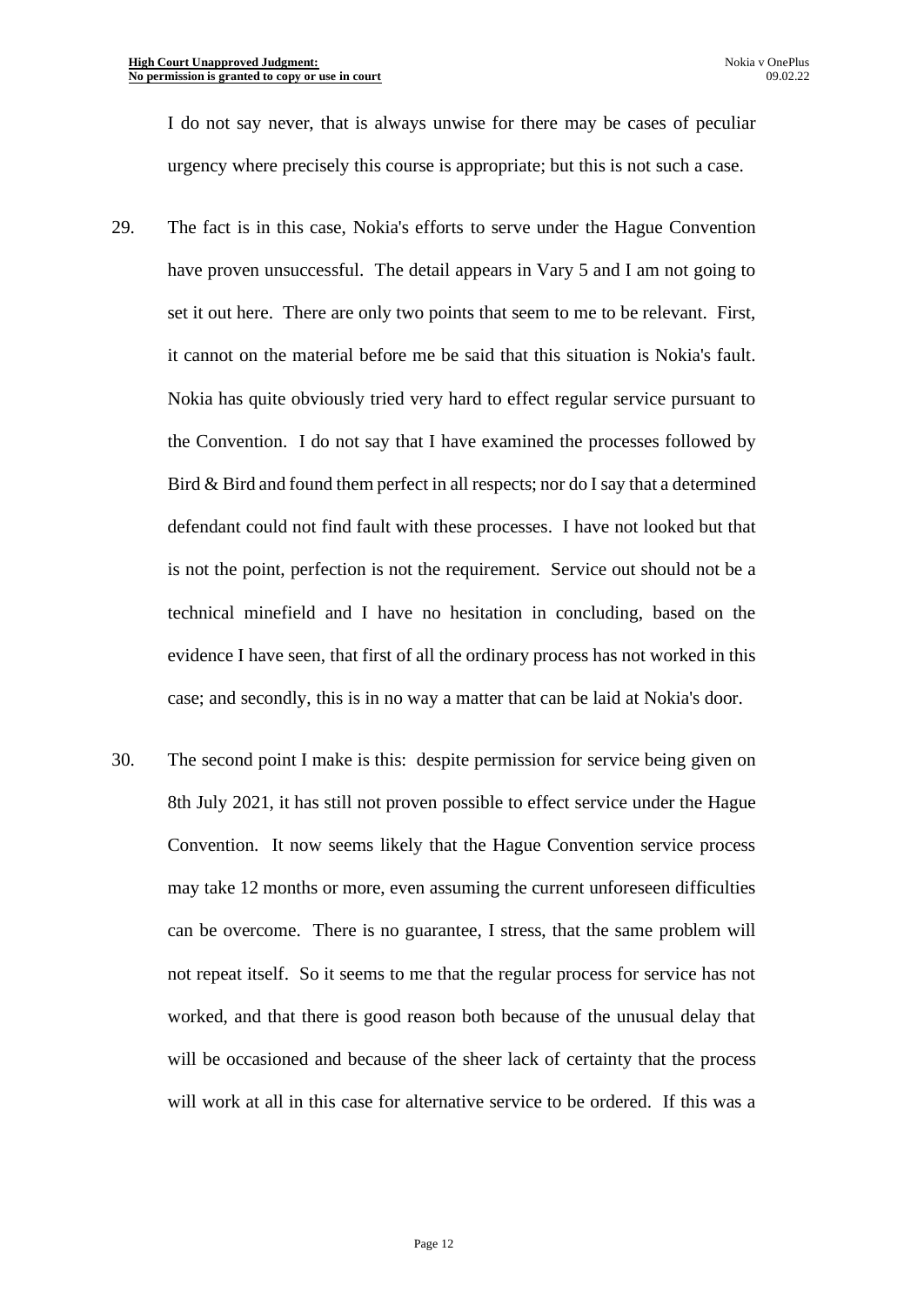I do not say never, that is always unwise for there may be cases of peculiar urgency where precisely this course is appropriate; but this is not such a case.

29. The fact is in this case, Nokia's efforts to serve under the Hague Convention have proven unsuccessful. The detail appears in Vary 5 and I am not going to set it out here. There are only two points that seem to me to be relevant. First, it cannot on the material before me be said that this situation is Nokia's fault. Nokia has quite obviously tried very hard to effect regular service pursuant to the Convention. I do not say that I have examined the processes followed by Bird & Bird and found them perfect in all respects; nor do I say that a determined defendant could not find fault with these processes. I have not looked but that is not the point, perfection is not the requirement. Service out should not be a technical minefield and I have no hesitation in concluding, based on the evidence I have seen, that first of all the ordinary process has not worked in this case; and secondly, this is in no way a matter that can be laid at Nokia's door.

30. The second point I make is this: despite permission for service being given on 8th July 2021, it has still not proven possible to effect service under the Hague Convention. It now seems likely that the Hague Convention service process may take 12 months or more, even assuming the current unforeseen difficulties can be overcome. There is no guarantee, I stress, that the same problem will not repeat itself. So it seems to me that the regular process for service has not worked, and that there is good reason both because of the unusual delay that will be occasioned and because of the sheer lack of certainty that the process will work at all in this case for alternative service to be ordered. If this was a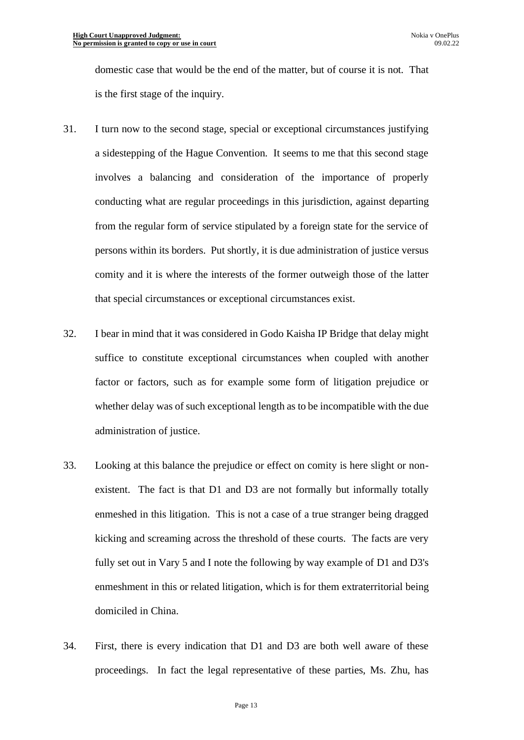domestic case that would be the end of the matter, but of course it is not. That is the first stage of the inquiry.

31. I turn now to the second stage, special or exceptional circumstances justifying a sidestepping of the Hague Convention. It seems to me that this second stage involves a balancing and consideration of the importance of properly conducting what are regular proceedings in this jurisdiction, against departing from the regular form of service stipulated by a foreign state for the service of persons within its borders. Put shortly, it is due administration of justice versus comity and it is where the interests of the former outweigh those of the latter that special circumstances or exceptional circumstances exist.

32. I bear in mind that it was considered in Godo Kaisha IP Bridge that delay might suffice to constitute exceptional circumstances when coupled with another factor or factors, such as for example some form of litigation prejudice or whether delay was of such exceptional length as to be incompatible with the due administration of justice.

33. Looking at this balance the prejudice or effect on comity is here slight or non-existent. The fact is that D1 and D3 are not formally but informally totally enmeshed in this litigation. This is not a case of a true stranger being dragged kicking and screaming across the threshold of these courts. The facts are very fully set out in Vary 5 and I note the following by way example of D1 and D3's enmeshment in this or related litigation, which is for them extraterritorial being domiciled in China.

34. First, there is every indication that D1 and D3 are both well aware of these proceedings. In fact the legal representative of these parties, Ms. Zhu, has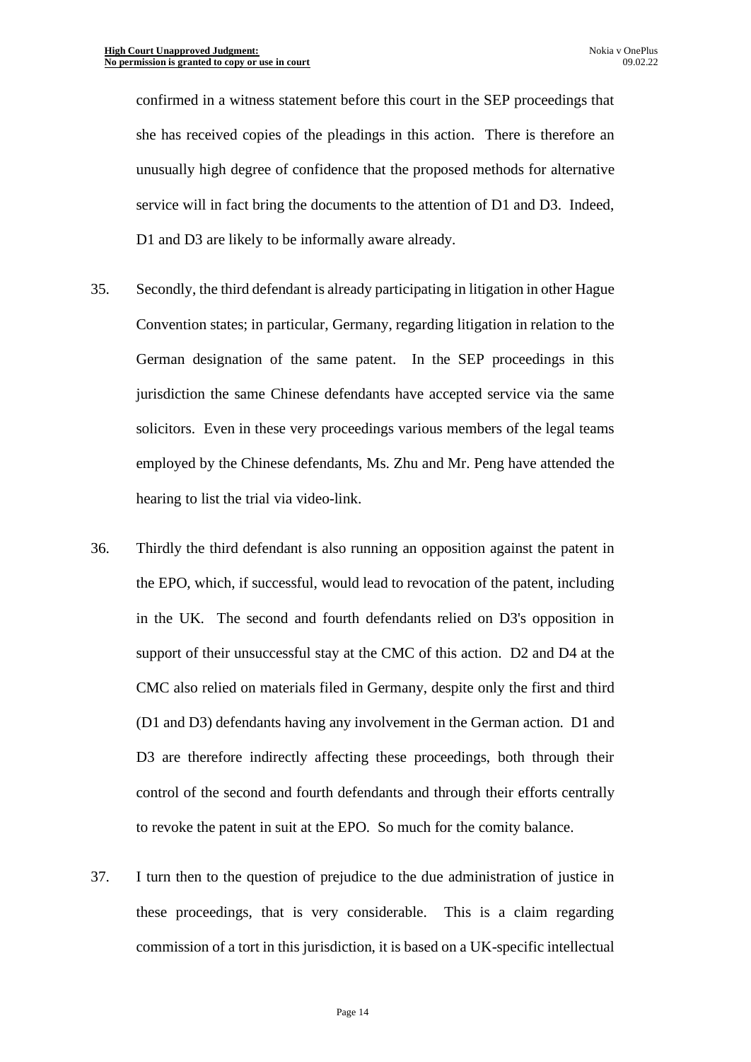confirmed in a witness statement before this court in the SEP proceedings that she has received copies of the pleadings in this action. There is therefore an unusually high degree of confidence that the proposed methods for alternative service will in fact bring the documents to the attention of D1 and D3. Indeed, D1 and D3 are likely to be informally aware already.

35. Secondly, the third defendant is already participating in litigation in other Hague Convention states; in particular, Germany, regarding litigation in relation to the German designation of the same patent. In the SEP proceedings in this jurisdiction the same Chinese defendants have accepted service via the same solicitors. Even in these very proceedings various members of the legal teams employed by the Chinese defendants, Ms. Zhu and Mr. Peng have attended the hearing to list the trial via video-link.

36. Thirdly the third defendant is also running an opposition against the patent in the EPO, which, if successful, would lead to revocation of the patent, including in the UK. The second and fourth defendants relied on D3's opposition in support of their unsuccessful stay at the CMC of this action. D2 and D4 at the CMC also relied on materials filed in Germany, despite only the first and third (D1 and D3) defendants having any involvement in the German action. D1 and D3 are therefore indirectly affecting these proceedings, both through their control of the second and fourth defendants and through their efforts centrally to revoke the patent in suit at the EPO. So much for the comity balance.

37. I turn then to the question of prejudice to the due administration of justice in these proceedings, that is very considerable. This is a claim regarding commission of a tort in this jurisdiction, it is based on a UK-specific intellectual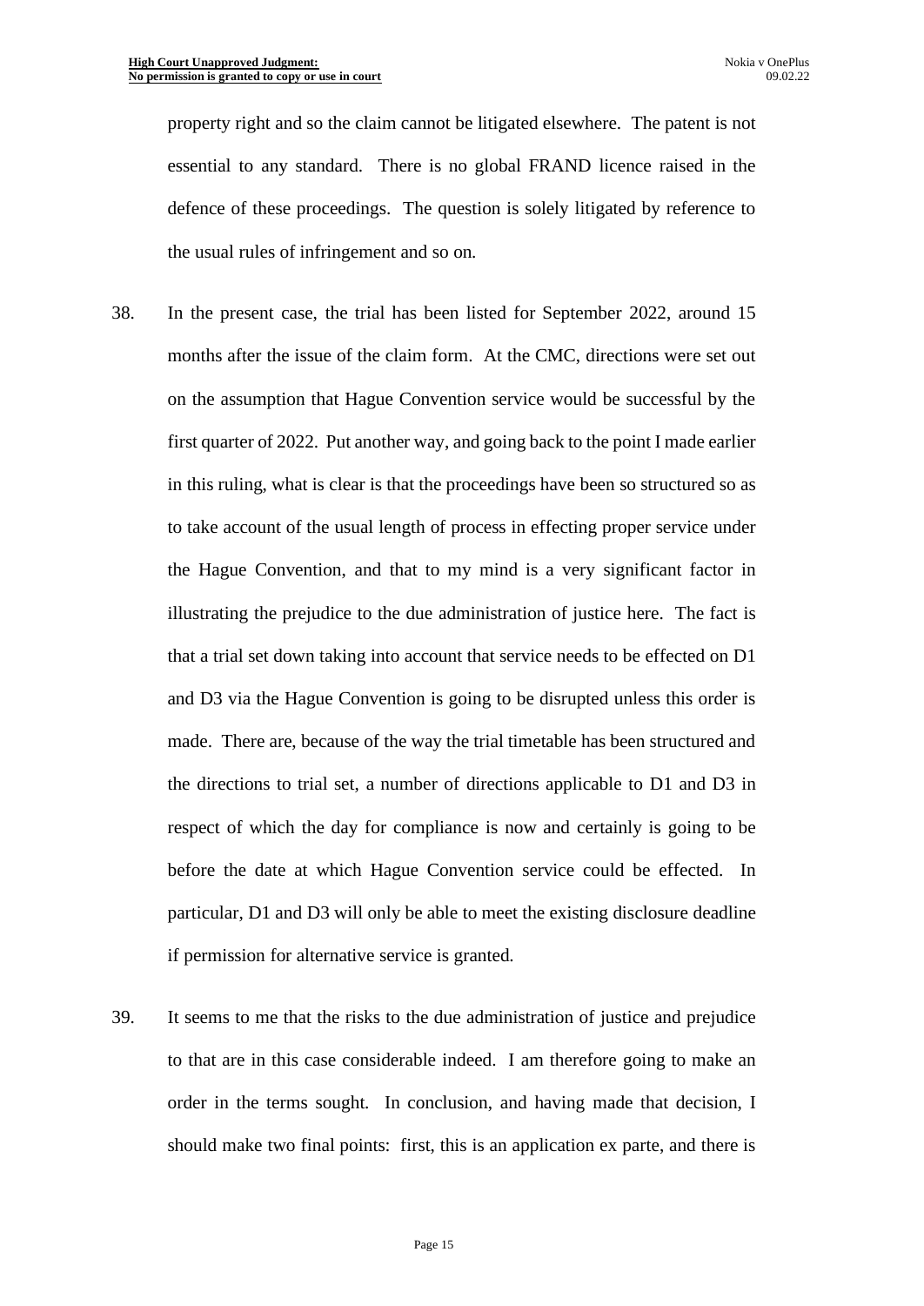property right and so the claim cannot be litigated elsewhere. The patent is not essential to any standard. There is no global FRAND licence raised in the defence of these proceedings. The question is solely litigated by reference to the usual rules of infringement and so on.

38. In the present case, the trial has been listed for September 2022, around 15 months after the issue of the claim form. At the CMC, directions were set out on the assumption that Hague Convention service would be successful by the first quarter of 2022. Put another way, and going back to the point I made earlier in this ruling, what is clear is that the proceedings have been so structured so as to take account of the usual length of process in effecting proper service under the Hague Convention, and that to my mind is a very significant factor in illustrating the prejudice to the due administration of justice here. The fact is that a trial set down taking into account that service needs to be effected on D1 and D3 via the Hague Convention is going to be disrupted unless this order is made. There are, because of the way the trial timetable has been structured and the directions to trial set, a number of directions applicable to D1 and D3 in respect of which the day for compliance is now and certainly is going to be before the date at which Hague Convention service could be effected. In particular, D1 and D3 will only be able to meet the existing disclosure deadline if permission for alternative service is granted.

39. It seems to me that the risks to the due administration of justice and prejudice to that are in this case considerable indeed. I am therefore going to make an order in the terms sought. In conclusion, and having made that decision, I should make two final points: first, this is an application ex parte, and there is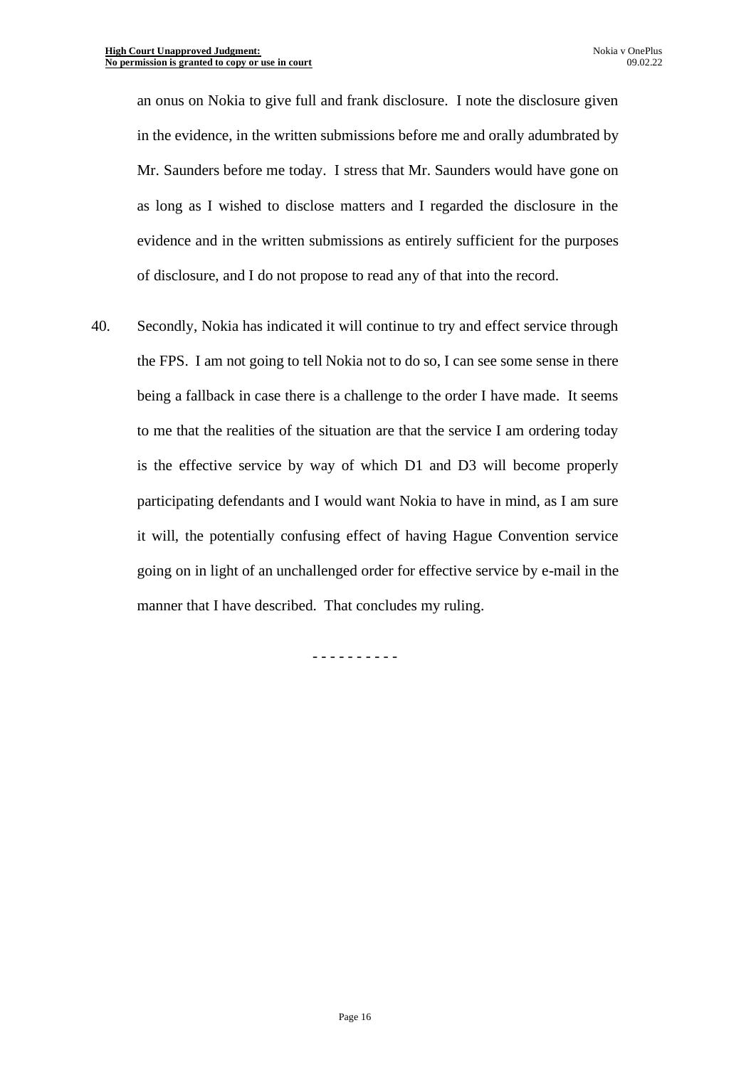an onus on Nokia to give full and frank disclosure. I note the disclosure given in the evidence, in the written submissions before me and orally adumbrated by Mr. Saunders before me today. I stress that Mr. Saunders would have gone on as long as I wished to disclose matters and I regarded the disclosure in the evidence and in the written submissions as entirely sufficient for the purposes of disclosure, and I do not propose to read any of that into the record.

40. Secondly, Nokia has indicated it will continue to try and effect service through the FPS. I am not going to tell Nokia not to do so, I can see some sense in there being a fallback in case there is a challenge to the order I have made. It seems to me that the realities of the situation are that the service I am ordering today is the effective service by way of which D1 and D3 will become properly participating defendants and I would want Nokia to have in mind, as I am sure it will, the potentially confusing effect of having Hague Convention service going on in light of an unchallenged order for effective service by e-mail in the manner that I have described. That concludes my ruling.

- - - - - - - - - -